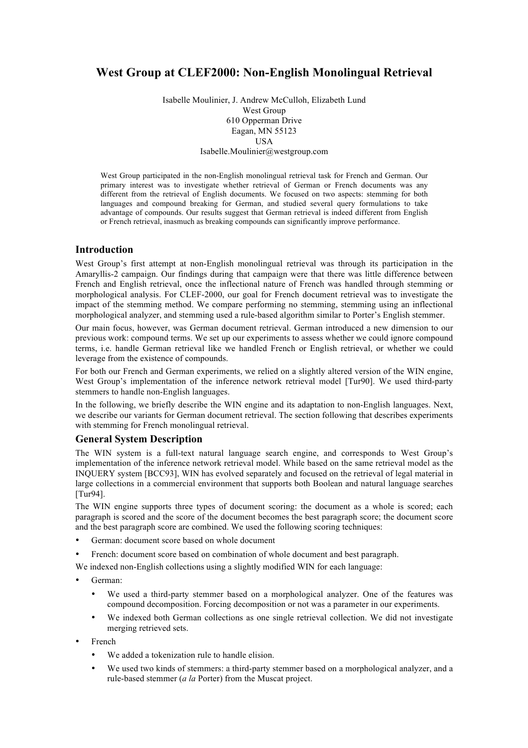# West Group at CLEF2000: Non-English Monolingual Retrieval

Isabelle Moulinier, J. Andrew McCulloh, Elizabeth Lund
West Group
610 Opperman Drive
Eagan, MN 55123
USA
Isabelle.Moulinier@westgroup.com

West Group participated in the non-English monolingual retrieval task for French and German. Our primary interest was to investigate whether retrieval of German or French documents was any different from the retrieval of English documents. We focused on two aspects: stemming for both languages and compound breaking for German, and studied several query formulations to take advantage of compounds. Our results suggest that German retrieval is indeed different from English or French retrieval, inasmuch as breaking compounds can significantly improve performance.

## Introduction

West Group's first attempt at non-English monolingual retrieval was through its participation in the Amaryllis-2 campaign. Our findings during that campaign were that there was little difference between French and English retrieval, once the inflectional nature of French was handled through stemming or morphological analysis. For CLEF-2000, our goal for French document retrieval was to investigate the impact of the stemming method. We compare performing no stemming, stemming using an inflectional morphological analyzer, and stemming used a rule-based algorithm similar to Porter's English stemmer.

Our main focus, however, was German document retrieval. German introduced a new dimension to our previous work: compound terms. We set up our experiments to assess whether we could ignore compound terms, i.e. handle German retrieval like we handled French or English retrieval, or whether we could leverage from the existence of compounds.

For both our French and German experiments, we relied on a slightly altered version of the WIN engine, West Group's implementation of the inference network retrieval model [Tur90]. We used third-party stemmers to handle non-English languages.

In the following, we briefly describe the WIN engine and its adaptation to non-English languages. Next, we describe our variants for German document retrieval. The section following that describes experiments with stemming for French monolingual retrieval.

## General System Description

The WIN system is a full-text natural language search engine, and corresponds to West Group's implementation of the inference network retrieval model. While based on the same retrieval model as the INQUERY system [BCC93], WIN has evolved separately and focused on the retrieval of legal material in large collections in a commercial environment that supports both Boolean and natural language searches [Tur94].

The WIN engine supports three types of document scoring: the document as a whole is scored; each paragraph is scored and the score of the document becomes the best paragraph score; the document score and the best paragraph score are combined. We used the following scoring techniques:

- German: document score based on whole document
- French: document score based on combination of whole document and best paragraph.

We indexed non-English collections using a slightly modified WIN for each language:

- German:
  - We used a third-party stemmer based on a morphological analyzer. One of the features was compound decomposition. Forcing decomposition or not was a parameter in our experiments.
  - We indexed both German collections as one single retrieval collection. We did not investigate merging retrieved sets.
- French
  - We added a tokenization rule to handle elision.
  - We used two kinds of stemmers: a third-party stemmer based on a morphological analyzer, and a rule-based stemmer (*a la* Porter) from the Muscat project.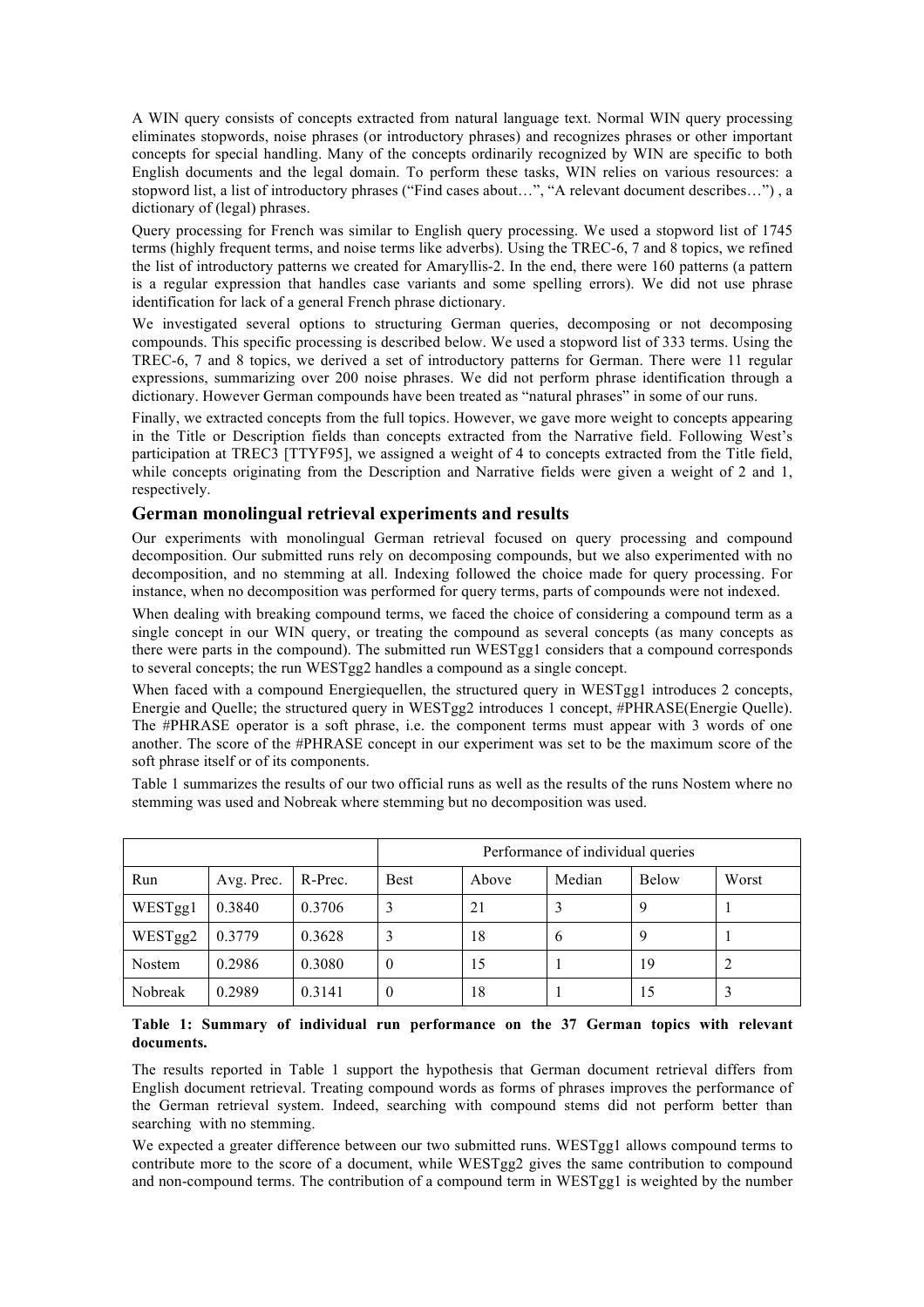A WIN query consists of concepts extracted from natural language text. Normal WIN query processing eliminates stopwords, noise phrases (or introductory phrases) and recognizes phrases or other important concepts for special handling. Many of the concepts ordinarily recognized by WIN are specific to both English documents and the legal domain. To perform these tasks, WIN relies on various resources: a stopword list, a list of introductory phrases ("Find cases about…", "A relevant document describes…") , a dictionary of (legal) phrases.

Query processing for French was similar to English query processing. We used a stopword list of 1745 terms (highly frequent terms, and noise terms like adverbs). Using the TREC-6, 7 and 8 topics, we refined the list of introductory patterns we created for Amaryllis-2. In the end, there were 160 patterns (a pattern is a regular expression that handles case variants and some spelling errors). We did not use phrase identification for lack of a general French phrase dictionary.

We investigated several options to structuring German queries, decomposing or not decomposing compounds. This specific processing is described below. We used a stopword list of 333 terms. Using the TREC-6, 7 and 8 topics, we derived a set of introductory patterns for German. There were 11 regular expressions, summarizing over 200 noise phrases. We did not perform phrase identification through a dictionary. However German compounds have been treated as "natural phrases" in some of our runs.

Finally, we extracted concepts from the full topics. However, we gave more weight to concepts appearing in the Title or Description fields than concepts extracted from the Narrative field. Following West's participation at TREC3 [TTYF95], we assigned a weight of 4 to concepts extracted from the Title field, while concepts originating from the Description and Narrative fields were given a weight of 2 and 1, respectively.

## German monolingual retrieval experiments and results

Our experiments with monolingual German retrieval focused on query processing and compound decomposition. Our submitted runs rely on decomposing compounds, but we also experimented with no decomposition, and no stemming at all. Indexing followed the choice made for query processing. For instance, when no decomposition was performed for query terms, parts of compounds were not indexed.

When dealing with breaking compound terms, we faced the choice of considering a compound term as a single concept in our WIN query, or treating the compound as several concepts (as many concepts as there were parts in the compound). The submitted run WESTgg1 considers that a compound corresponds to several concepts; the run WESTgg2 handles a compound as a single concept.

When faced with a compound Energiequellen, the structured query in WESTgg1 introduces 2 concepts, Energie and Quelle; the structured query in WESTgg2 introduces 1 concept, #PHRASE(Energie Quelle). The #PHRASE operator is a soft phrase, i.e. the component terms must appear with 3 words of one another. The score of the #PHRASE concept in our experiment was set to be the maximum score of the soft phrase itself or of its components.

Table 1 summarizes the results of our two official runs as well as the results of the runs Nostem where no stemming was used and Nobreak where stemming but no decomposition was used.

| | | | Performance of individual queries | | | | |
|---|---|---|---|---|---|---|---|
| Run | Avg. Prec. | R-Prec. | Best | Above | Median | Below | Worst |
| WESTgg1 | 0.3840 | 0.3706 | 3 | 21 | 3 | 9 | 1 |
| WESTgg2 | 0.3779 | 0.3628 | 3 | 18 | 6 | 9 | 1 |
| Nostem | 0.2986 | 0.3080 | 0 | 15 | 1 | 19 | 2 |
| Nobreak | 0.2989 | 0.3141 | 0 | 18 | 1 | 15 | 3 |

**Table 1: Summary of individual run performance on the 37 German topics with relevant documents.**

The results reported in Table 1 support the hypothesis that German document retrieval differs from English document retrieval. Treating compound words as forms of phrases improves the performance of the German retrieval system. Indeed, searching with compound stems did not perform better than searching with no stemming.

We expected a greater difference between our two submitted runs. WESTgg1 allows compound terms to contribute more to the score of a document, while WESTgg2 gives the same contribution to compound and non-compound terms. The contribution of a compound term in WESTgg1 is weighted by the number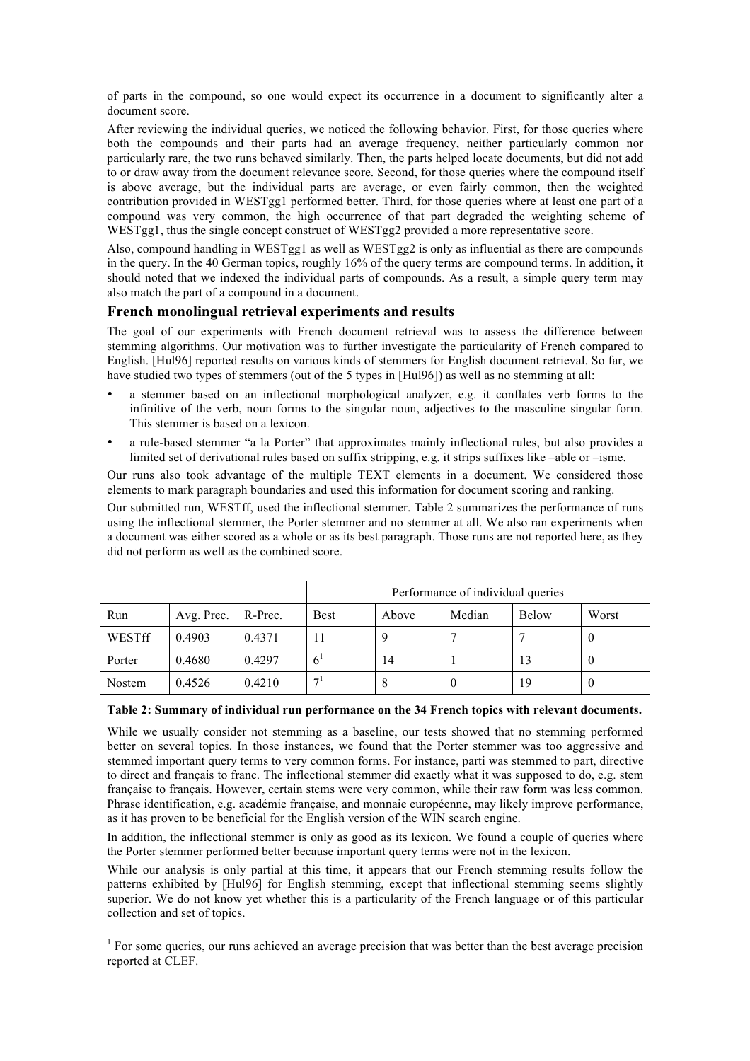of parts in the compound, so one would expect its occurrence in a document to significantly alter a document score.

After reviewing the individual queries, we noticed the following behavior. First, for those queries where both the compounds and their parts had an average frequency, neither particularly common nor particularly rare, the two runs behaved similarly. Then, the parts helped locate documents, but did not add to or draw away from the document relevance score. Second, for those queries where the compound itself is above average, but the individual parts are average, or even fairly common, then the weighted contribution provided in WESTgg1 performed better. Third, for those queries where at least one part of a compound was very common, the high occurrence of that part degraded the weighting scheme of WESTgg1, thus the single concept construct of WESTgg2 provided a more representative score.

Also, compound handling in WESTgg1 as well as WESTgg2 is only as influential as there are compounds in the query. In the 40 German topics, roughly 16% of the query terms are compound terms. In addition, it should noted that we indexed the individual parts of compounds. As a result, a simple query term may also match the part of a compound in a document.

## French monolingual retrieval experiments and results

The goal of our experiments with French document retrieval was to assess the difference between stemming algorithms. Our motivation was to further investigate the particularity of French compared to English. [Hul96] reported results on various kinds of stemmers for English document retrieval. So far, we have studied two types of stemmers (out of the 5 types in [Hul96]) as well as no stemming at all:

- a stemmer based on an inflectional morphological analyzer, e.g. it conflates verb forms to the infinitive of the verb, noun forms to the singular noun, adjectives to the masculine singular form. This stemmer is based on a lexicon.
- a rule-based stemmer "a la Porter" that approximates mainly inflectional rules, but also provides a limited set of derivational rules based on suffix stripping, e.g. it strips suffixes like –able or –isme.

Our runs also took advantage of the multiple TEXT elements in a document. We considered those elements to mark paragraph boundaries and used this information for document scoring and ranking.

Our submitted run, WESTff, used the inflectional stemmer. Table 2 summarizes the performance of runs using the inflectional stemmer, the Porter stemmer and no stemmer at all. We also ran experiments when a document was either scored as a whole or as its best paragraph. Those runs are not reported here, as they did not perform as well as the combined score.

| | | | Performance of individual queries | | | | |
|---|---|---|---|---|---|---|---|
| Run | Avg. Prec. | R-Prec. | Best | Above | Median | Below | Worst |
| WESTff | 0.4903 | 0.4371 | 11 | 9 | 7 | 7 | 0 |
| Porter | 0.4680 | 0.4297 | 6[1] | 14 | 1 | 13 | 0 |
| Nostem | 0.4526 | 0.4210 | 7[1] | 8 | 0 | 19 | 0 |

**Table 2: Summary of individual run performance on the 34 French topics with relevant documents.**

While we usually consider not stemming as a baseline, our tests showed that no stemming performed better on several topics. In those instances, we found that the Porter stemmer was too aggressive and stemmed important query terms to very common forms. For instance, parti was stemmed to part, directive to direct and français to franc. The inflectional stemmer did exactly what it was supposed to do, e.g. stem française to français. However, certain stems were very common, while their raw form was less common. Phrase identification, e.g. académie française, and monnaie européenne, may likely improve performance, as it has proven to be beneficial for the English version of the WIN search engine.

In addition, the inflectional stemmer is only as good as its lexicon. We found a couple of queries where the Porter stemmer performed better because important query terms were not in the lexicon.

While our analysis is only partial at this time, it appears that our French stemming results follow the patterns exhibited by [Hul96] for English stemming, except that inflectional stemming seems slightly superior. We do not know yet whether this is a particularity of the French language or of this particular collection and set of topics.

[1] For some queries, our runs achieved an average precision that was better than the best average precision reported at CLEF.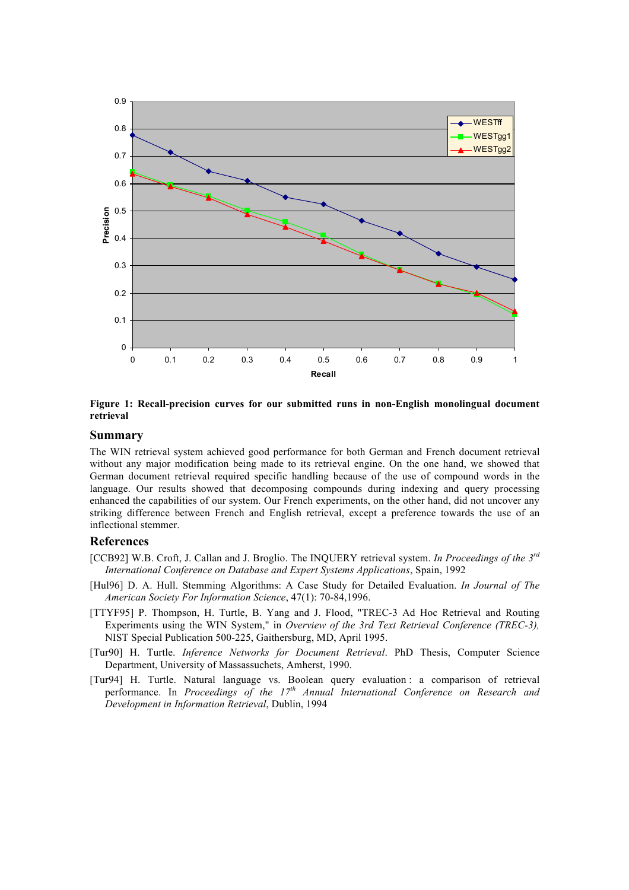0.9
0.8
0.7
0.6
0.5
0.4
0.3
0.2
0.1
0

Precision

0 0.1 0.2 0.3 0.4 0.5 0.6 0.7 0.8 0.9 1

Recall

WESTff
WESTgg1
WESTgg2

**Figure 1: Recall-precision curves for our submitted runs in non-English monolingual document retrieval**

## Summary

The WIN retrieval system achieved good performance for both German and French document retrieval without any major modification being made to its retrieval engine. On the one hand, we showed that German document retrieval required specific handling because of the use of compound words in the language. Our results showed that decomposing compounds during indexing and query processing enhanced the capabilities of our system. Our French experiments, on the other hand, did not uncover any striking difference between French and English retrieval, except a preference towards the use of an inflectional stemmer.

## References

[CCB92] W.B. Croft, J. Callan and J. Broglio. The INQUERY retrieval system. *In Proceedings of the 3rd International Conference on Database and Expert Systems Applications*, Spain, 1992

[Hul96] D. A. Hull. Stemming Algorithms: A Case Study for Detailed Evaluation. *In Journal of The American Society For Information Science*, 47(1): 70-84,1996.

[TTYF95] P. Thompson, H. Turtle, B. Yang and J. Flood, "TREC-3 Ad Hoc Retrieval and Routing Experiments using the WIN System," in *Overview of the 3rd Text Retrieval Conference (TREC-3),* NIST Special Publication 500-225, Gaithersburg, MD, April 1995.

[Tur90] H. Turtle. *Inference Networks for Document Retrieval*. PhD Thesis, Computer Science Department, University of Massasuchets, Amherst, 1990.

[Tur94] H. Turtle. Natural language vs. Boolean query evaluation : a comparison of retrieval performance. In *Proceedings of the 17th Annual International Conference on Research and Development in Information Retrieval*, Dublin, 1994